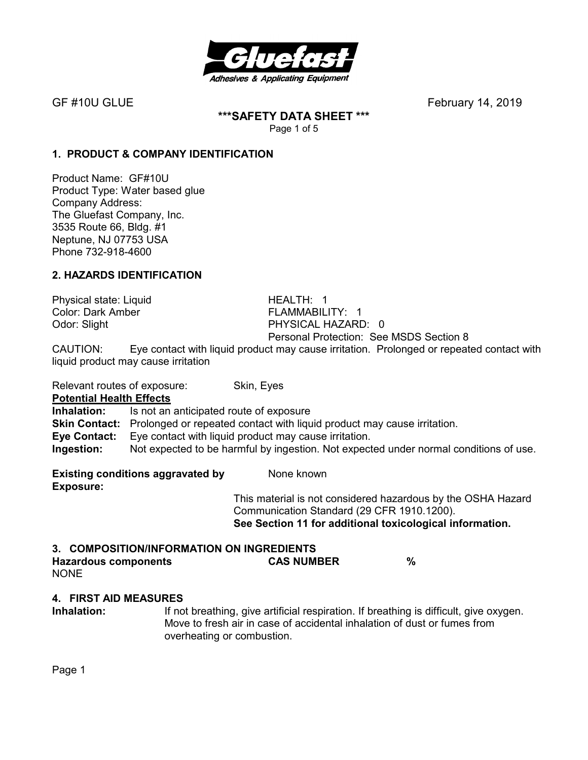GF #10U GLUE February 14, 2019

**\*\*\*SAFETY DATA SHEET \*\*\***

## 1. PRODUCT & COMPANY IDENTIFICATION

Product Name: GF#10U
Product Type: Water based glue
Company Address:
The Gluefast Company, Inc.
3535 Route 66, Bldg. #1
Neptune, NJ 07753 USA
Phone 732-918-4600

## 2. HAZARDS IDENTIFICATION

Physical state: Liquid
Color: Dark Amber
Odor: Slight

HEALTH: 1
FLAMMABILITY: 1
PHYSICAL HAZARD: 0
Personal Protection: See MSDS Section 8

CAUTION: Eye contact with liquid product may cause irritation. Prolonged or repeated contact with liquid product may cause irritation

Relevant routes of exposure: Skin, Eyes

**Potential Health Effects**

**Inhalation:** Is not an anticipated route of exposure
**Skin Contact:** Prolonged or repeated contact with liquid product may cause irritation.
**Eye Contact:** Eye contact with liquid product may cause irritation.
**Ingestion:** Not expected to be harmful by ingestion. Not expected under normal conditions of use.

**Existing conditions aggravated by Exposure:** None known

This material is not considered hazardous by the OSHA Hazard Communication Standard (29 CFR 1910.1200).
**See Section 11 for additional toxicological information.**

## 3. COMPOSITION/INFORMATION ON INGREDIENTS

| Hazardous components | CAS NUMBER | % |
| --- | --- | --- |
| NONE | | |

## 4. FIRST AID MEASURES

**Inhalation:** If not breathing, give artificial respiration. If breathing is difficult, give oxygen. Move to fresh air in case of accidental inhalation of dust or fumes from overheating or combustion.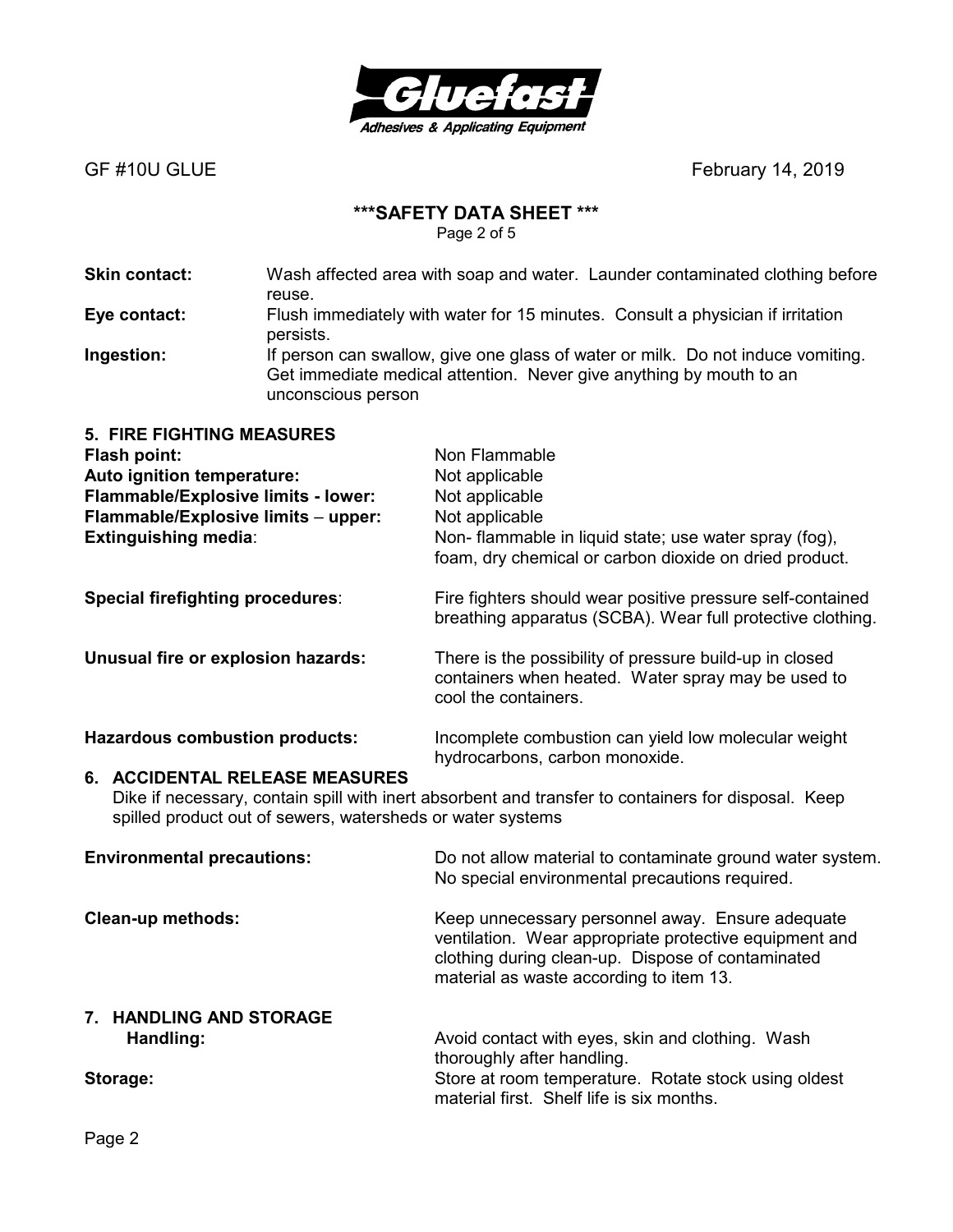**Skin contact:** Wash affected area with soap and water. Launder contaminated clothing before reuse.

**Eye contact:** Flush immediately with water for 15 minutes. Consult a physician if irritation persists.

**Ingestion:** If person can swallow, give one glass of water or milk. Do not induce vomiting. Get immediate medical attention. Never give anything by mouth to an unconscious person

## 5. FIRE FIGHTING MEASURES

**Flash point:** Non Flammable

**Auto ignition temperature:** Not applicable

**Flammable/Explosive limits - lower:** Not applicable

**Flammable/Explosive limits – upper:** Not applicable

**Extinguishing media**: Non- flammable in liquid state; use water spray (fog), foam, dry chemical or carbon dioxide on dried product.

**Special firefighting procedures**: Fire fighters should wear positive pressure self-contained breathing apparatus (SCBA). Wear full protective clothing.

**Unusual fire or explosion hazards:** There is the possibility of pressure build-up in closed containers when heated. Water spray may be used to cool the containers.

**Hazardous combustion products:** Incomplete combustion can yield low molecular weight hydrocarbons, carbon monoxide.

## 6. ACCIDENTAL RELEASE MEASURES

Dike if necessary, contain spill with inert absorbent and transfer to containers for disposal. Keep spilled product out of sewers, watersheds or water systems

**Environmental precautions:** Do not allow material to contaminate ground water system. No special environmental precautions required.

**Clean-up methods:** Keep unnecessary personnel away. Ensure adequate ventilation. Wear appropriate protective equipment and clothing during clean-up. Dispose of contaminated material as waste according to item 13.

## 7. HANDLING AND STORAGE

**Handling:** Avoid contact with eyes, skin and clothing. Wash thoroughly after handling.

**Storage:** Store at room temperature. Rotate stock using oldest material first. Shelf life is six months.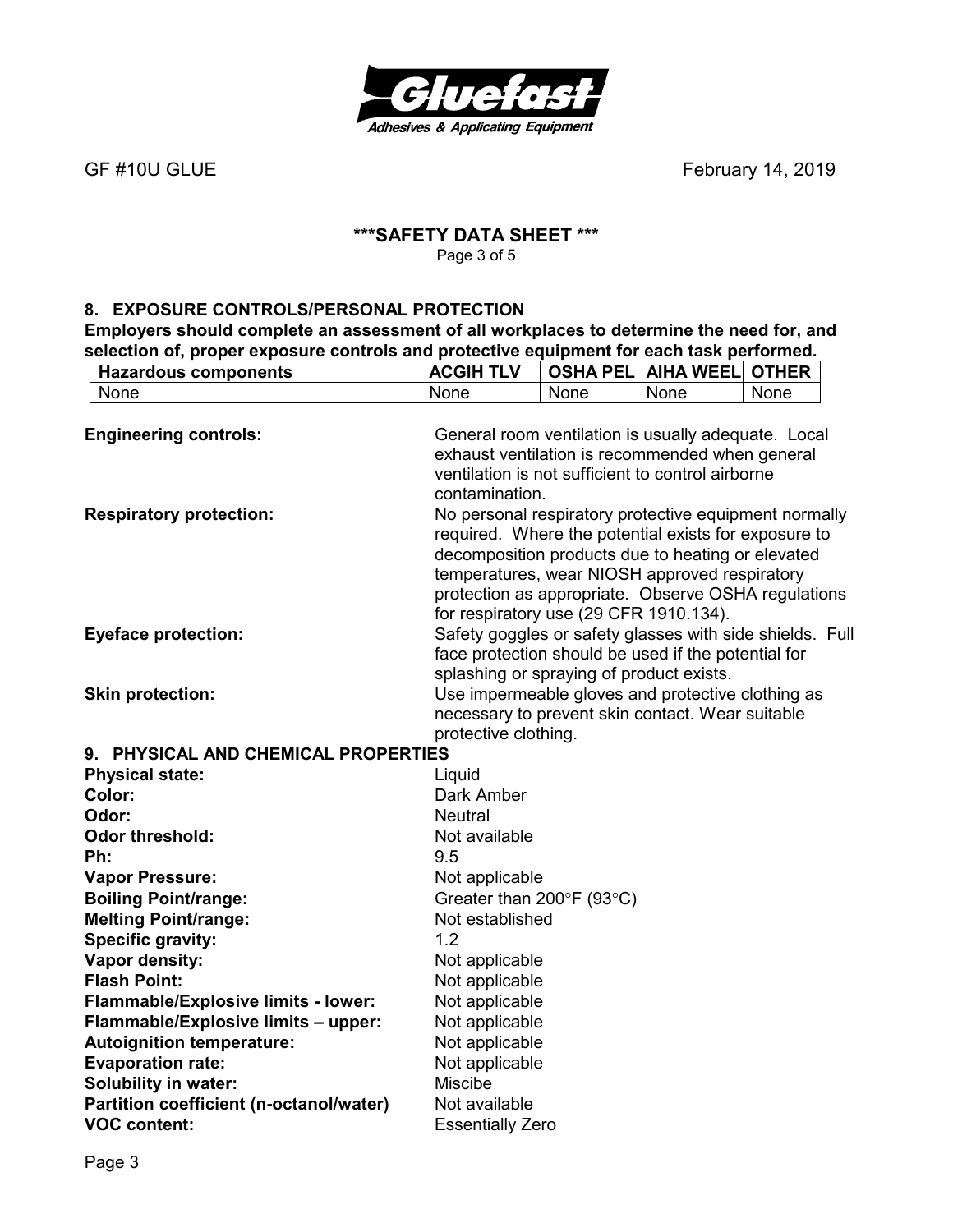GF #10U GLUE February 14, 2019

**\*\*\*SAFETY DATA SHEET \*\*\***

## 8. EXPOSURE CONTROLS/PERSONAL PROTECTION

**Employers should complete an assessment of all workplaces to determine the need for, and selection of, proper exposure controls and protective equipment for each task performed.**

| Hazardous components | ACGIH TLV | OSHA PEL | AIHA WEEL | OTHER |
|---|---|---|---|---|
| None | None | None | None | None |

**Engineering controls:** General room ventilation is usually adequate. Local exhaust ventilation is recommended when general ventilation is not sufficient to control airborne contamination.

**Respiratory protection:** No personal respiratory protective equipment normally required. Where the potential exists for exposure to decomposition products due to heating or elevated temperatures, wear NIOSH approved respiratory protection as appropriate. Observe OSHA regulations for respiratory use (29 CFR 1910.134).

**Eyeface protection:** Safety goggles or safety glasses with side shields. Full face protection should be used if the potential for splashing or spraying of product exists.

**Skin protection:** Use impermeable gloves and protective clothing as necessary to prevent skin contact. Wear suitable protective clothing.

## 9. PHYSICAL AND CHEMICAL PROPERTIES

| | |
|---|---|
| **Physical state:** | Liquid |
| **Color:** | Dark Amber |
| **Odor:** | Neutral |
| **Odor threshold:** | Not available |
| **Ph:** | 9.5 |
| **Vapor Pressure:** | Not applicable |
| **Boiling Point/range:** | Greater than 200°F (93°C) |
| **Melting Point/range:** | Not established |
| **Specific gravity:** | 1.2 |
| **Vapor density:** | Not applicable |
| **Flash Point:** | Not applicable |
| **Flammable/Explosive limits - lower:** | Not applicable |
| **Flammable/Explosive limits – upper:** | Not applicable |
| **Autoignition temperature:** | Not applicable |
| **Evaporation rate:** | Not applicable |
| **Solubility in water:** | Miscibe |
| **Partition coefficient (n-octanol/water)** | Not available |
| **VOC content:** | Essentially Zero |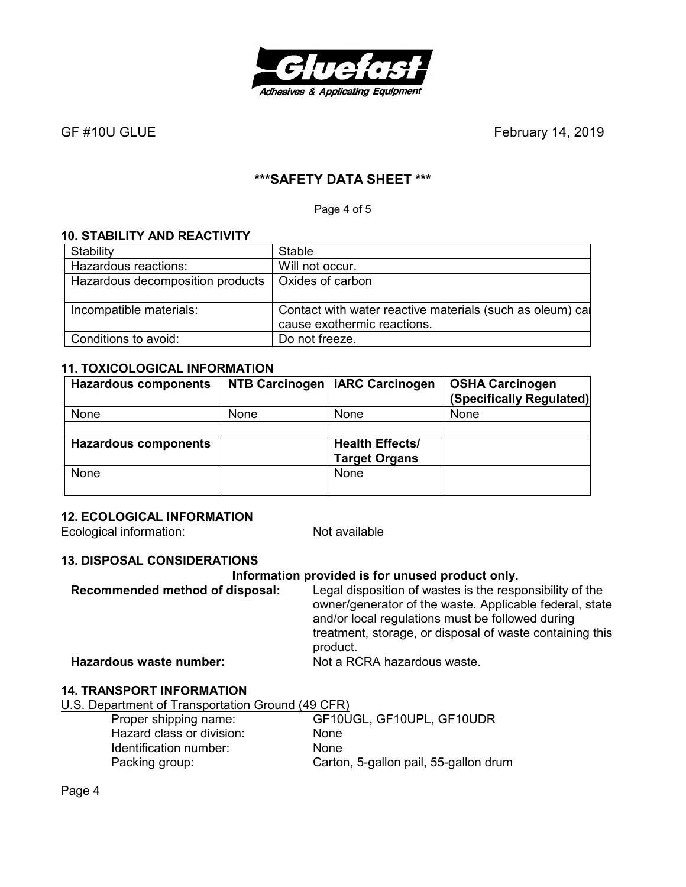**\*\*\*SAFETY DATA SHEET \*\*\***

## 10. STABILITY AND REACTIVITY

| Stability | Stable |
|---|---|
| Hazardous reactions: | Will not occur. |
| Hazardous decomposition products | Oxides of carbon |
| Incompatible materials: | Contact with water reactive materials (such as oleum) car cause exothermic reactions. |
| Conditions to avoid: | Do not freeze. |

## 11. TOXICOLOGICAL INFORMATION

| Hazardous components | NTB Carcinogen | IARC Carcinogen | OSHA Carcinogen (Specifically Regulated) |
|---|---|---|---|
| None | None | None | None |
| | | | |
| **Hazardous components** | | **Health Effects/ Target Organs** | |
| None | | None | |

## 12. ECOLOGICAL INFORMATION

Ecological information: Not available

## 13. DISPOSAL CONSIDERATIONS

**Information provided is for unused product only.**

**Recommended method of disposal:** Legal disposition of wastes is the responsibility of the owner/generator of the waste. Applicable federal, state and/or local regulations must be followed during treatment, storage, or disposal of waste containing this product.

**Hazardous waste number:** Not a RCRA hazardous waste.

## 14. TRANSPORT INFORMATION

U.S. Department of Transportation Ground (49 CFR)

Proper shipping name: GF10UGL, GF10UPL, GF10UDR

Hazard class or division: None

Identification number: None

Packing group: Carton, 5-gallon pail, 55-gallon drum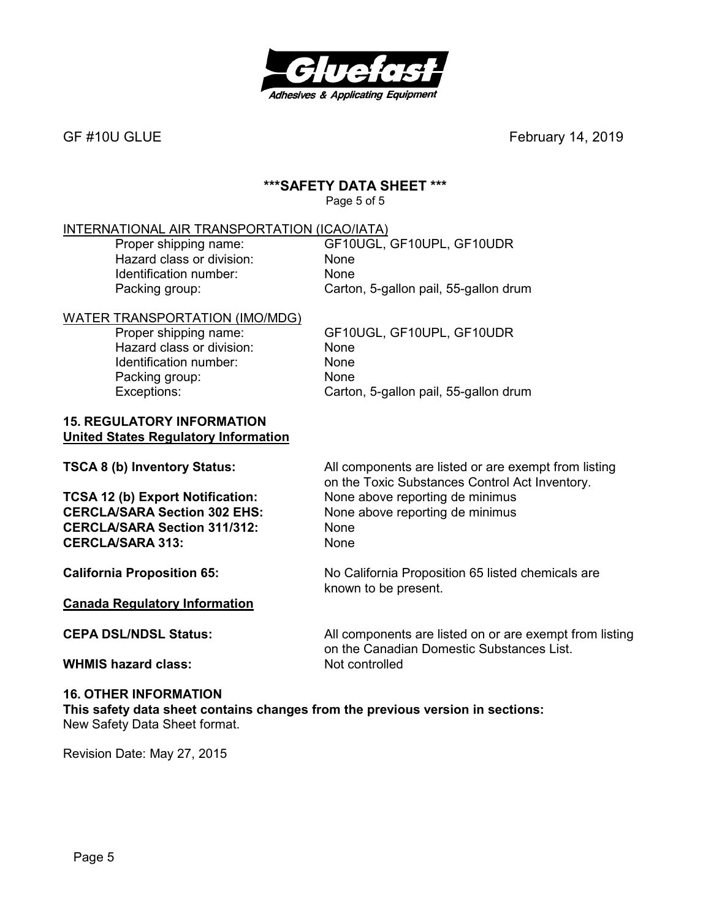GF #10U GLUE February 14, 2019

**\*\*\*SAFETY DATA SHEET \*\*\***

INTERNATIONAL AIR TRANSPORTATION (ICAO/IATA)

| | |
|---|---|
| Proper shipping name: | GF10UGL, GF10UPL, GF10UDR |
| Hazard class or division: | None |
| Identification number: | None |
| Packing group: | Carton, 5-gallon pail, 55-gallon drum |

WATER TRANSPORTATION (IMO/MDG)

| | |
|---|---|
| Proper shipping name: | GF10UGL, GF10UPL, GF10UDR |
| Hazard class or division: | None |
| Identification number: | None |
| Packing group: | None |
| Exceptions: | Carton, 5-gallon pail, 55-gallon drum |

## 15. REGULATORY INFORMATION

**United States Regulatory Information**

**TSCA 8 (b) Inventory Status:** All components are listed or are exempt from listing on the Toxic Substances Control Act Inventory.

**TCSA 12 (b) Export Notification:** None above reporting de minimus

**CERCLA/SARA Section 302 EHS:** None above reporting de minimus

**CERCLA/SARA Section 311/312:** None

**CERCLA/SARA 313:** None

**California Proposition 65:** No California Proposition 65 listed chemicals are known to be present.

**Canada Regulatory Information**

**CEPA DSL/NDSL Status:** All components are listed on or are exempt from listing on the Canadian Domestic Substances List.

**WHMIS hazard class:** Not controlled

## 16. OTHER INFORMATION

**This safety data sheet contains changes from the previous version in sections:**
New Safety Data Sheet format.

Revision Date: May 27, 2015